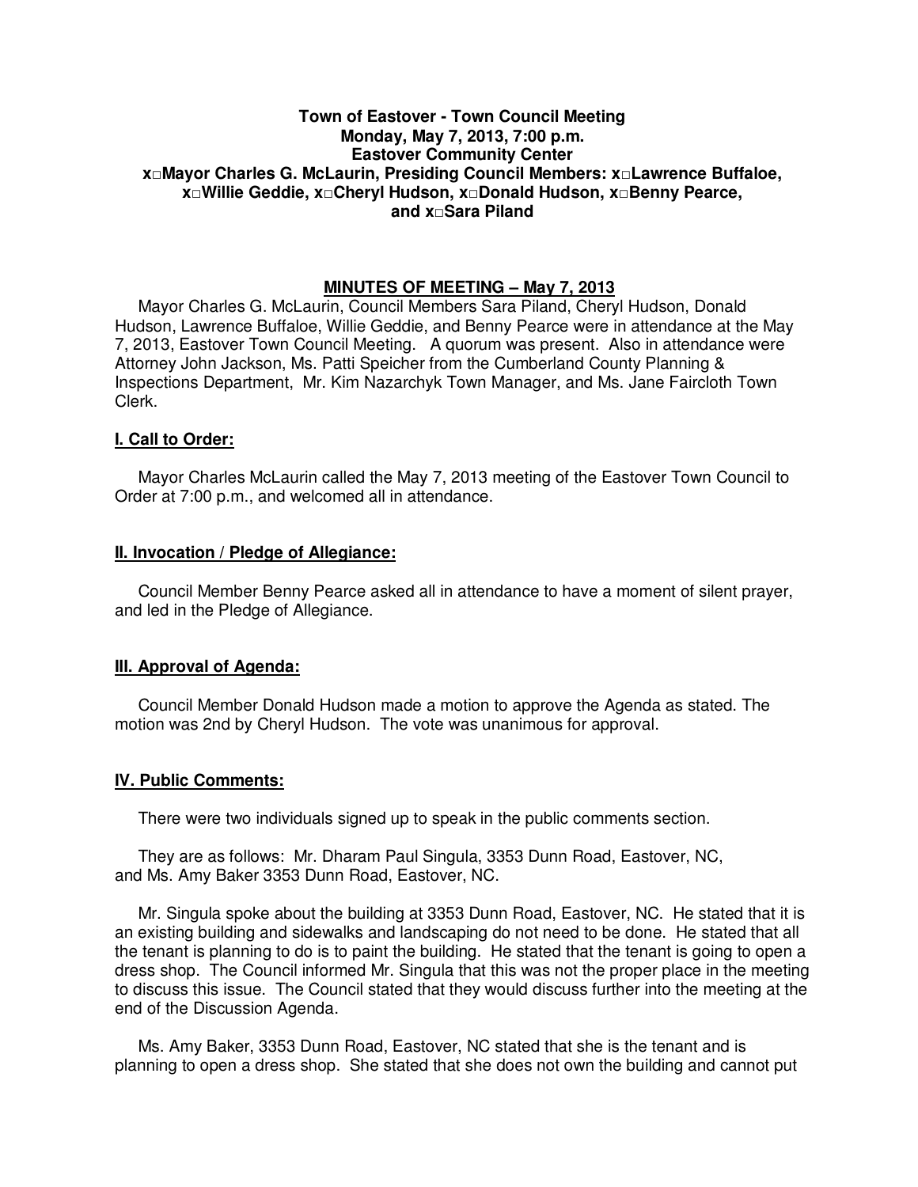**Town of Eastover - Town Council Meeting**
**Monday, May 7, 2013, 7:00 p.m.**
**Eastover Community Center**
**x□Mayor Charles G. McLaurin, Presiding Council Members: x□Lawrence Buffaloe, x□Willie Geddie, x□Cheryl Hudson, x□Donald Hudson, x□Benny Pearce, and x□Sara Piland**

## MINUTES OF MEETING – May 7, 2013

Mayor Charles G. McLaurin, Council Members Sara Piland, Cheryl Hudson, Donald Hudson, Lawrence Buffaloe, Willie Geddie, and Benny Pearce were in attendance at the May 7, 2013, Eastover Town Council Meeting. A quorum was present. Also in attendance were Attorney John Jackson, Ms. Patti Speicher from the Cumberland County Planning & Inspections Department, Mr. Kim Nazarchyk Town Manager, and Ms. Jane Faircloth Town Clerk.

### I. Call to Order:

Mayor Charles McLaurin called the May 7, 2013 meeting of the Eastover Town Council to Order at 7:00 p.m., and welcomed all in attendance.

### II. Invocation / Pledge of Allegiance:

Council Member Benny Pearce asked all in attendance to have a moment of silent prayer, and led in the Pledge of Allegiance.

### III. Approval of Agenda:

Council Member Donald Hudson made a motion to approve the Agenda as stated. The motion was 2nd by Cheryl Hudson. The vote was unanimous for approval.

### IV. Public Comments:

There were two individuals signed up to speak in the public comments section.

They are as follows: Mr. Dharam Paul Singula, 3353 Dunn Road, Eastover, NC, and Ms. Amy Baker 3353 Dunn Road, Eastover, NC.

Mr. Singula spoke about the building at 3353 Dunn Road, Eastover, NC. He stated that it is an existing building and sidewalks and landscaping do not need to be done. He stated that all the tenant is planning to do is to paint the building. He stated that the tenant is going to open a dress shop. The Council informed Mr. Singula that this was not the proper place in the meeting to discuss this issue. The Council stated that they would discuss further into the meeting at the end of the Discussion Agenda.

Ms. Amy Baker, 3353 Dunn Road, Eastover, NC stated that she is the tenant and is planning to open a dress shop. She stated that she does not own the building and cannot put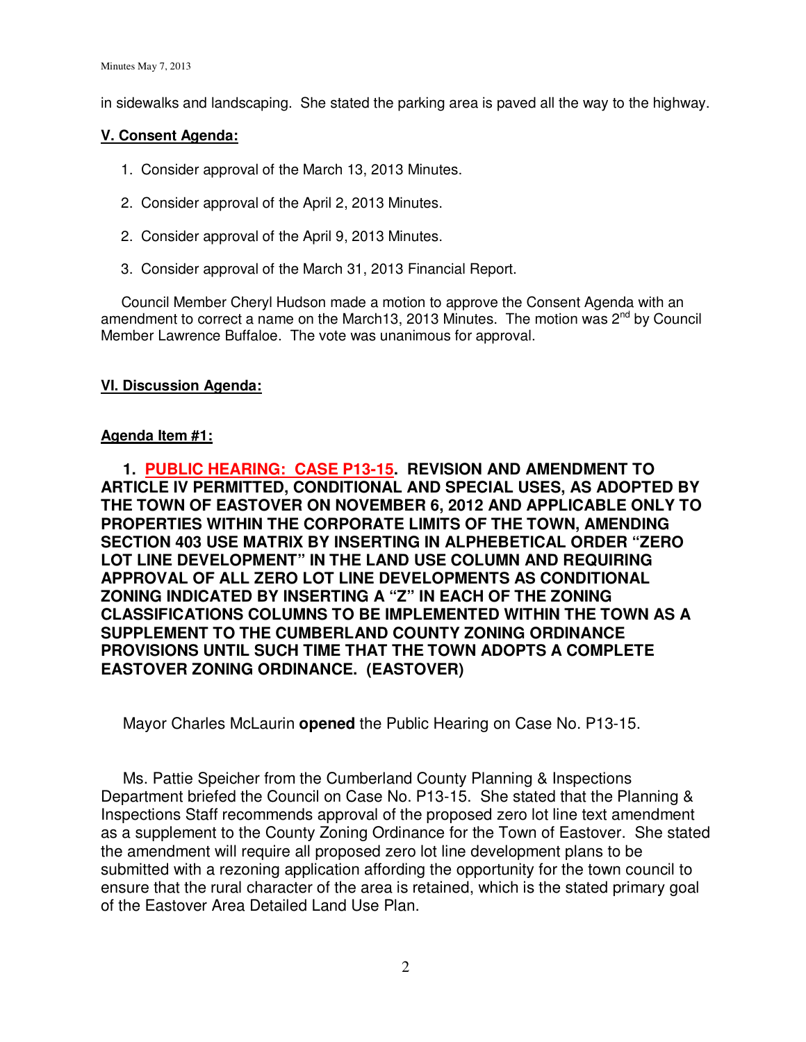in sidewalks and landscaping. She stated the parking area is paved all the way to the highway.

## V. Consent Agenda:

1. Consider approval of the March 13, 2013 Minutes.

2. Consider approval of the April 2, 2013 Minutes.

2. Consider approval of the April 9, 2013 Minutes.

3. Consider approval of the March 31, 2013 Financial Report.

Council Member Cheryl Hudson made a motion to approve the Consent Agenda with an amendment to correct a name on the March13, 2013 Minutes. The motion was 2nd by Council Member Lawrence Buffaloe. The vote was unanimous for approval.

## VI. Discussion Agenda:

### Agenda Item #1:

**1. PUBLIC HEARING: CASE P13-15. REVISION AND AMENDMENT TO ARTICLE IV PERMITTED, CONDITIONAL AND SPECIAL USES, AS ADOPTED BY THE TOWN OF EASTOVER ON NOVEMBER 6, 2012 AND APPLICABLE ONLY TO PROPERTIES WITHIN THE CORPORATE LIMITS OF THE TOWN, AMENDING SECTION 403 USE MATRIX BY INSERTING IN ALPHEBETICAL ORDER "ZERO LOT LINE DEVELOPMENT" IN THE LAND USE COLUMN AND REQUIRING APPROVAL OF ALL ZERO LOT LINE DEVELOPMENTS AS CONDITIONAL ZONING INDICATED BY INSERTING A "Z" IN EACH OF THE ZONING CLASSIFICATIONS COLUMNS TO BE IMPLEMENTED WITHIN THE TOWN AS A SUPPLEMENT TO THE CUMBERLAND COUNTY ZONING ORDINANCE PROVISIONS UNTIL SUCH TIME THAT THE TOWN ADOPTS A COMPLETE EASTOVER ZONING ORDINANCE. (EASTOVER)**

Mayor Charles McLaurin **opened** the Public Hearing on Case No. P13-15.

Ms. Pattie Speicher from the Cumberland County Planning & Inspections Department briefed the Council on Case No. P13-15. She stated that the Planning & Inspections Staff recommends approval of the proposed zero lot line text amendment as a supplement to the County Zoning Ordinance for the Town of Eastover. She stated the amendment will require all proposed zero lot line development plans to be submitted with a rezoning application affording the opportunity for the town council to ensure that the rural character of the area is retained, which is the stated primary goal of the Eastover Area Detailed Land Use Plan.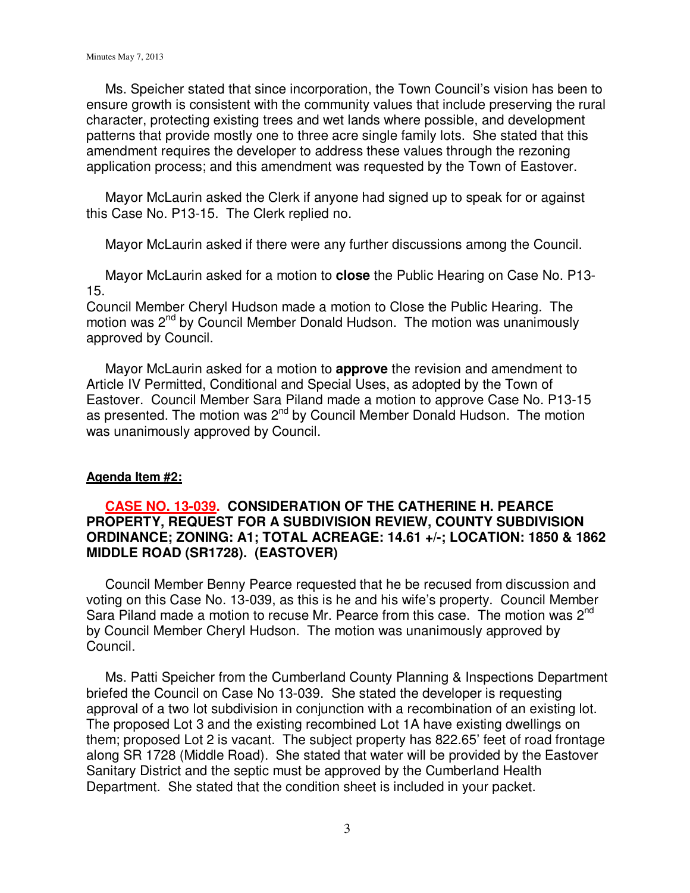Ms. Speicher stated that since incorporation, the Town Council's vision has been to ensure growth is consistent with the community values that include preserving the rural character, protecting existing trees and wet lands where possible, and development patterns that provide mostly one to three acre single family lots. She stated that this amendment requires the developer to address these values through the rezoning application process; and this amendment was requested by the Town of Eastover.

Mayor McLaurin asked the Clerk if anyone had signed up to speak for or against this Case No. P13-15. The Clerk replied no.

Mayor McLaurin asked if there were any further discussions among the Council.

Mayor McLaurin asked for a motion to **close** the Public Hearing on Case No. P13-15.
Council Member Cheryl Hudson made a motion to Close the Public Hearing. The motion was 2nd by Council Member Donald Hudson. The motion was unanimously approved by Council.

Mayor McLaurin asked for a motion to **approve** the revision and amendment to Article IV Permitted, Conditional and Special Uses, as adopted by the Town of Eastover. Council Member Sara Piland made a motion to approve Case No. P13-15 as presented. The motion was 2nd by Council Member Donald Hudson. The motion was unanimously approved by Council.

**Agenda Item #2:**

**CASE NO. 13-039. CONSIDERATION OF THE CATHERINE H. PEARCE PROPERTY, REQUEST FOR A SUBDIVISION REVIEW, COUNTY SUBDIVISION ORDINANCE; ZONING: A1; TOTAL ACREAGE: 14.61 +/-; LOCATION: 1850 & 1862 MIDDLE ROAD (SR1728). (EASTOVER)**

Council Member Benny Pearce requested that he be recused from discussion and voting on this Case No. 13-039, as this is he and his wife's property. Council Member Sara Piland made a motion to recuse Mr. Pearce from this case. The motion was 2nd by Council Member Cheryl Hudson. The motion was unanimously approved by Council.

Ms. Patti Speicher from the Cumberland County Planning & Inspections Department briefed the Council on Case No 13-039. She stated the developer is requesting approval of a two lot subdivision in conjunction with a recombination of an existing lot. The proposed Lot 3 and the existing recombined Lot 1A have existing dwellings on them; proposed Lot 2 is vacant. The subject property has 822.65' feet of road frontage along SR 1728 (Middle Road). She stated that water will be provided by the Eastover Sanitary District and the septic must be approved by the Cumberland Health Department. She stated that the condition sheet is included in your packet.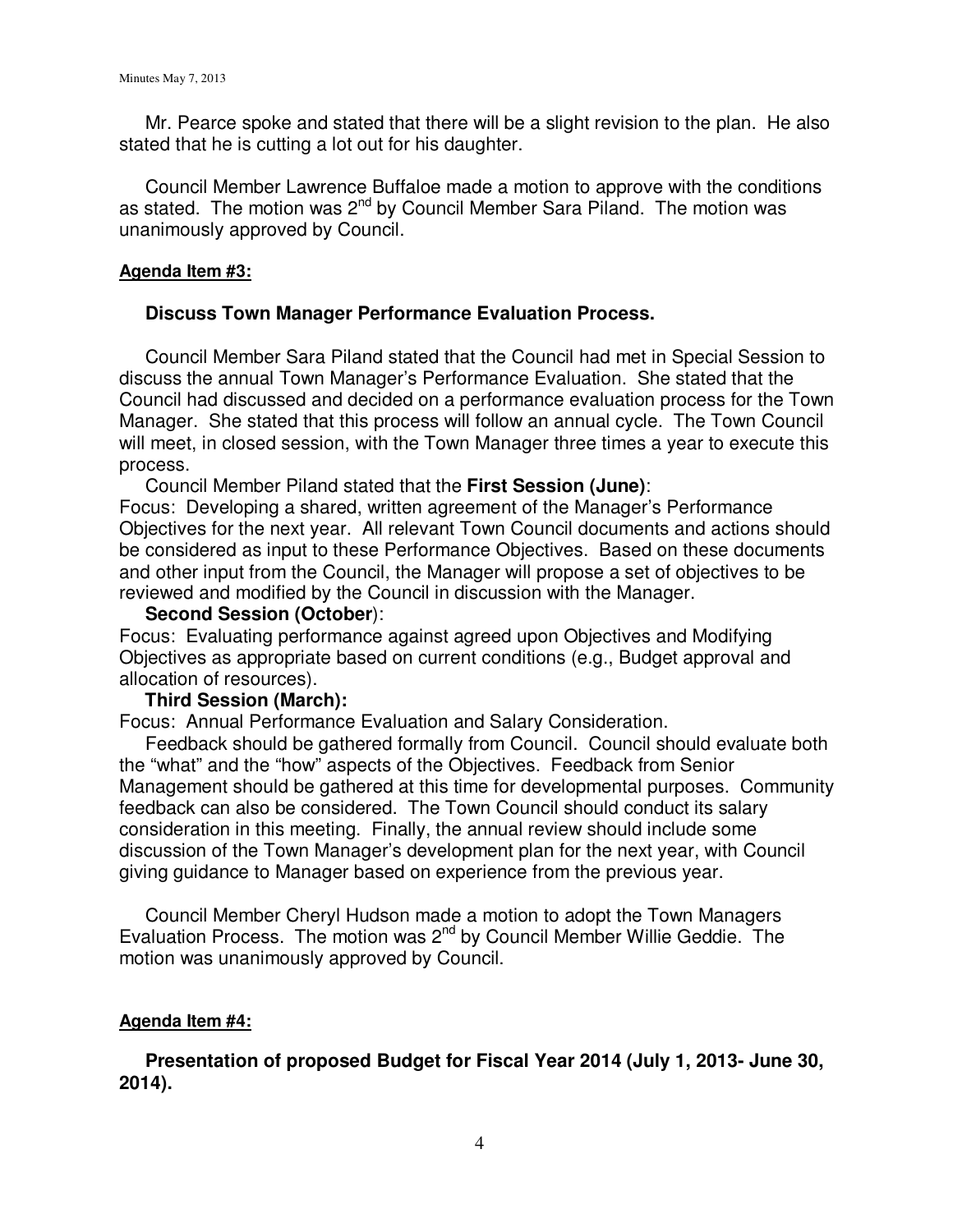Mr. Pearce spoke and stated that there will be a slight revision to the plan. He also stated that he is cutting a lot out for his daughter.

Council Member Lawrence Buffaloe made a motion to approve with the conditions as stated. The motion was 2nd by Council Member Sara Piland. The motion was unanimously approved by Council.

**Agenda Item #3:**

**Discuss Town Manager Performance Evaluation Process.**

Council Member Sara Piland stated that the Council had met in Special Session to discuss the annual Town Manager's Performance Evaluation. She stated that the Council had discussed and decided on a performance evaluation process for the Town Manager. She stated that this process will follow an annual cycle. The Town Council will meet, in closed session, with the Town Manager three times a year to execute this process.

Council Member Piland stated that the **First Session (June)**:
Focus: Developing a shared, written agreement of the Manager's Performance Objectives for the next year. All relevant Town Council documents and actions should be considered as input to these Performance Objectives. Based on these documents and other input from the Council, the Manager will propose a set of objectives to be reviewed and modified by the Council in discussion with the Manager.

**Second Session (October**):
Focus: Evaluating performance against agreed upon Objectives and Modifying Objectives as appropriate based on current conditions (e.g., Budget approval and allocation of resources).

**Third Session (March):**
Focus: Annual Performance Evaluation and Salary Consideration.

Feedback should be gathered formally from Council. Council should evaluate both the "what" and the "how" aspects of the Objectives. Feedback from Senior Management should be gathered at this time for developmental purposes. Community feedback can also be considered. The Town Council should conduct its salary consideration in this meeting. Finally, the annual review should include some discussion of the Town Manager's development plan for the next year, with Council giving guidance to Manager based on experience from the previous year.

Council Member Cheryl Hudson made a motion to adopt the Town Managers Evaluation Process. The motion was 2nd by Council Member Willie Geddie. The motion was unanimously approved by Council.

**Agenda Item #4:**

**Presentation of proposed Budget for Fiscal Year 2014 (July 1, 2013- June 30, 2014).**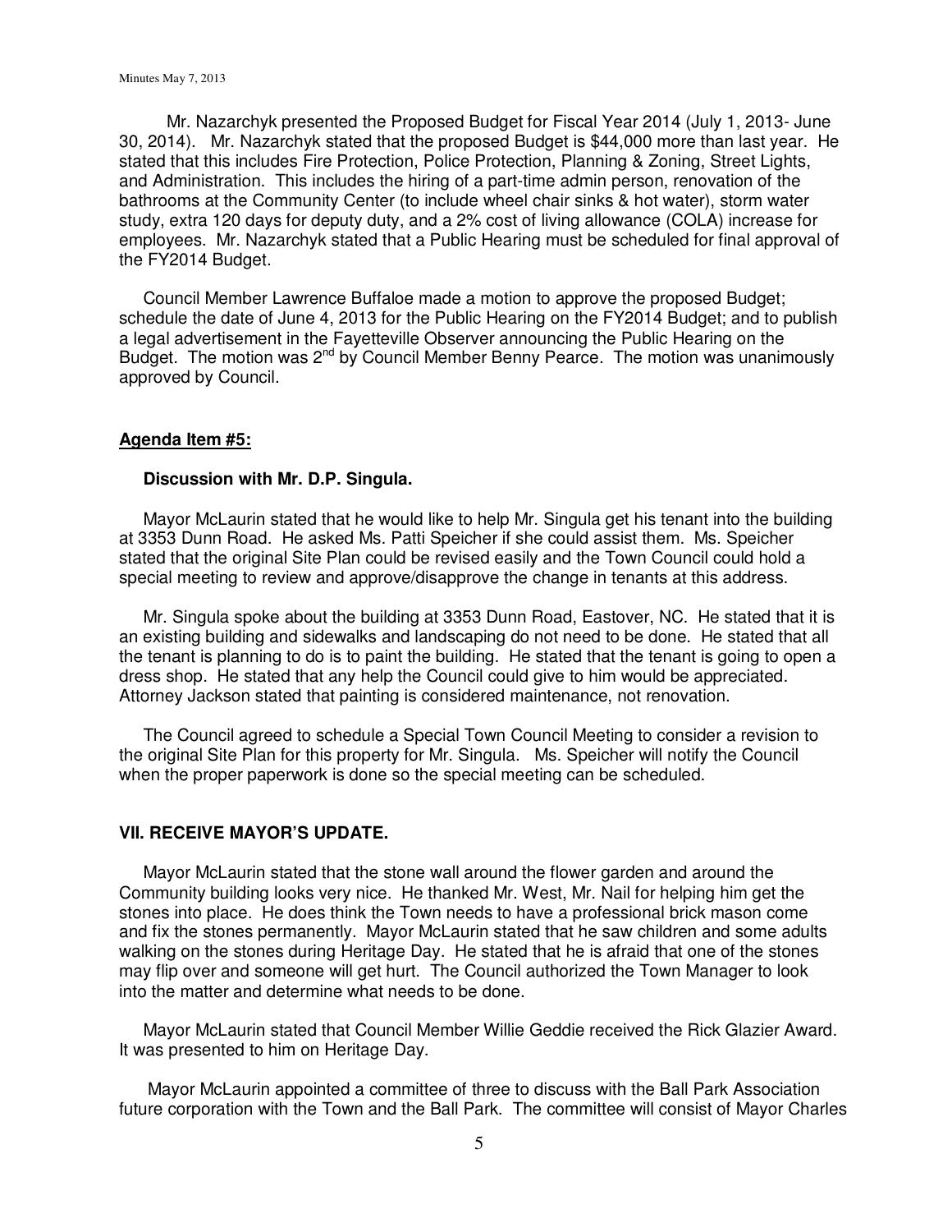Mr. Nazarchyk presented the Proposed Budget for Fiscal Year 2014 (July 1, 2013- June 30, 2014). Mr. Nazarchyk stated that the proposed Budget is $44,000 more than last year. He stated that this includes Fire Protection, Police Protection, Planning & Zoning, Street Lights, and Administration. This includes the hiring of a part-time admin person, renovation of the bathrooms at the Community Center (to include wheel chair sinks & hot water), storm water study, extra 120 days for deputy duty, and a 2% cost of living allowance (COLA) increase for employees. Mr. Nazarchyk stated that a Public Hearing must be scheduled for final approval of the FY2014 Budget.

Council Member Lawrence Buffaloe made a motion to approve the proposed Budget; schedule the date of June 4, 2013 for the Public Hearing on the FY2014 Budget; and to publish a legal advertisement in the Fayetteville Observer announcing the Public Hearing on the Budget. The motion was 2nd by Council Member Benny Pearce. The motion was unanimously approved by Council.

**Agenda Item #5:**

**Discussion with Mr. D.P. Singula.**

Mayor McLaurin stated that he would like to help Mr. Singula get his tenant into the building at 3353 Dunn Road. He asked Ms. Patti Speicher if she could assist them. Ms. Speicher stated that the original Site Plan could be revised easily and the Town Council could hold a special meeting to review and approve/disapprove the change in tenants at this address.

Mr. Singula spoke about the building at 3353 Dunn Road, Eastover, NC. He stated that it is an existing building and sidewalks and landscaping do not need to be done. He stated that all the tenant is planning to do is to paint the building. He stated that the tenant is going to open a dress shop. He stated that any help the Council could give to him would be appreciated. Attorney Jackson stated that painting is considered maintenance, not renovation.

The Council agreed to schedule a Special Town Council Meeting to consider a revision to the original Site Plan for this property for Mr. Singula. Ms. Speicher will notify the Council when the proper paperwork is done so the special meeting can be scheduled.

**VII. RECEIVE MAYOR'S UPDATE.**

Mayor McLaurin stated that the stone wall around the flower garden and around the Community building looks very nice. He thanked Mr. West, Mr. Nail for helping him get the stones into place. He does think the Town needs to have a professional brick mason come and fix the stones permanently. Mayor McLaurin stated that he saw children and some adults walking on the stones during Heritage Day. He stated that he is afraid that one of the stones may flip over and someone will get hurt. The Council authorized the Town Manager to look into the matter and determine what needs to be done.

Mayor McLaurin stated that Council Member Willie Geddie received the Rick Glazier Award. It was presented to him on Heritage Day.

Mayor McLaurin appointed a committee of three to discuss with the Ball Park Association future corporation with the Town and the Ball Park. The committee will consist of Mayor Charles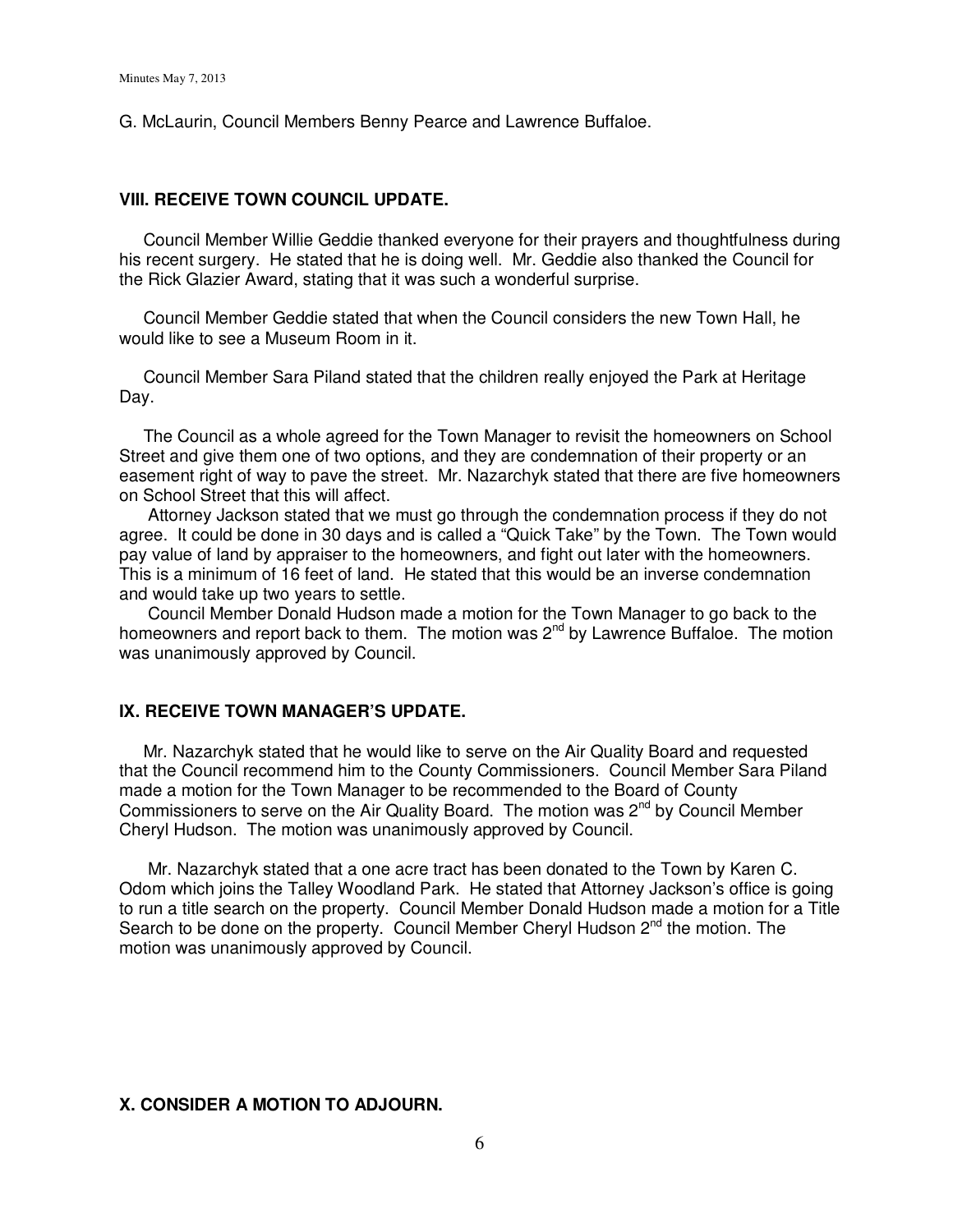G. McLaurin, Council Members Benny Pearce and Lawrence Buffaloe.

## VIII. RECEIVE TOWN COUNCIL UPDATE.

Council Member Willie Geddie thanked everyone for their prayers and thoughtfulness during his recent surgery. He stated that he is doing well. Mr. Geddie also thanked the Council for the Rick Glazier Award, stating that it was such a wonderful surprise.

Council Member Geddie stated that when the Council considers the new Town Hall, he would like to see a Museum Room in it.

Council Member Sara Piland stated that the children really enjoyed the Park at Heritage Day.

The Council as a whole agreed for the Town Manager to revisit the homeowners on School Street and give them one of two options, and they are condemnation of their property or an easement right of way to pave the street. Mr. Nazarchyk stated that there are five homeowners on School Street that this will affect.

Attorney Jackson stated that we must go through the condemnation process if they do not agree. It could be done in 30 days and is called a "Quick Take" by the Town. The Town would pay value of land by appraiser to the homeowners, and fight out later with the homeowners. This is a minimum of 16 feet of land. He stated that this would be an inverse condemnation and would take up two years to settle.

Council Member Donald Hudson made a motion for the Town Manager to go back to the homeowners and report back to them. The motion was 2nd by Lawrence Buffaloe. The motion was unanimously approved by Council.

## IX. RECEIVE TOWN MANAGER'S UPDATE.

Mr. Nazarchyk stated that he would like to serve on the Air Quality Board and requested that the Council recommend him to the County Commissioners. Council Member Sara Piland made a motion for the Town Manager to be recommended to the Board of County Commissioners to serve on the Air Quality Board. The motion was 2nd by Council Member Cheryl Hudson. The motion was unanimously approved by Council.

Mr. Nazarchyk stated that a one acre tract has been donated to the Town by Karen C. Odom which joins the Talley Woodland Park. He stated that Attorney Jackson's office is going to run a title search on the property. Council Member Donald Hudson made a motion for a Title Search to be done on the property. Council Member Cheryl Hudson 2nd the motion. The motion was unanimously approved by Council.

## X. CONSIDER A MOTION TO ADJOURN.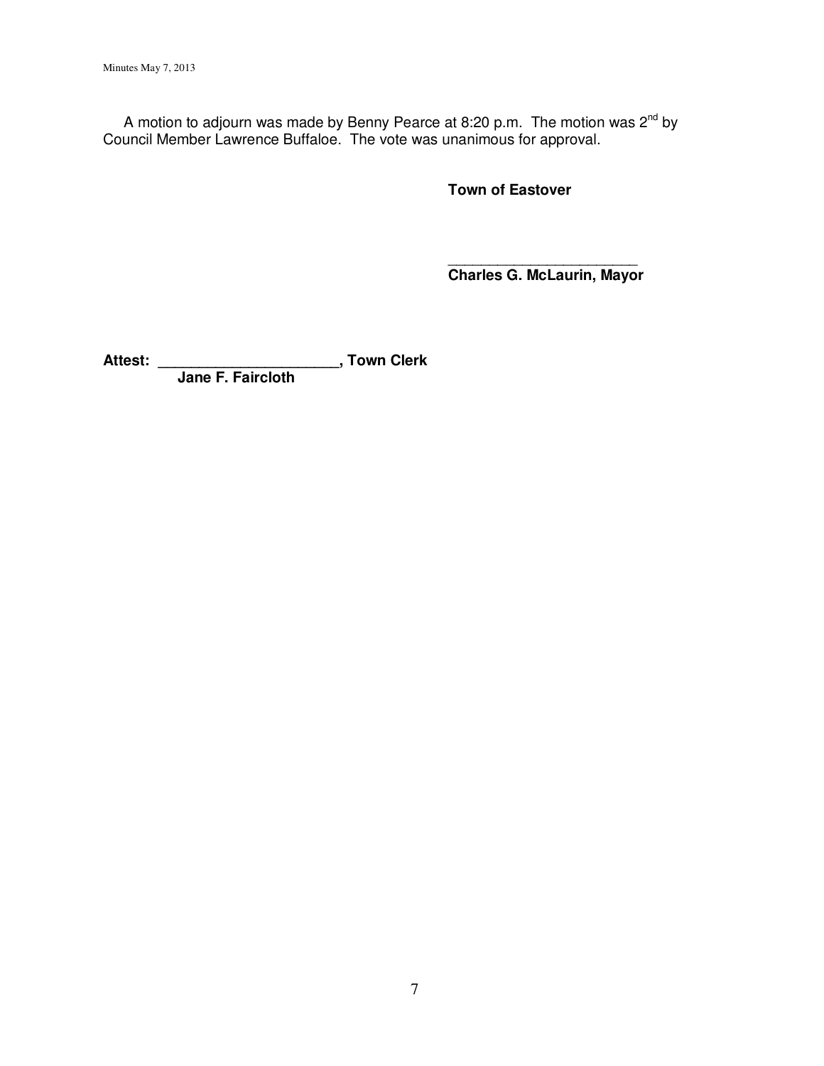A motion to adjourn was made by Benny Pearce at 8:20 p.m. The motion was 2nd by Council Member Lawrence Buffaloe. The vote was unanimous for approval.

**Town of Eastover**

________________________
**Charles G. McLaurin, Mayor**

**Attest: ______________________, Town Clerk**
**Jane F. Faircloth**